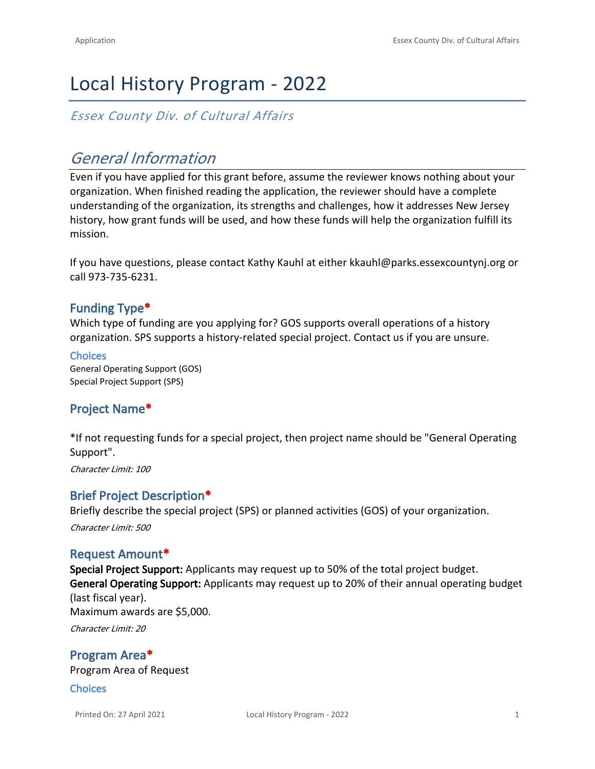# Local History Program - 2022

*Essex County Div. of Cultural Affairs*

## General Information

Even if you have applied for this grant before, assume the reviewer knows nothing about your organization. When finished reading the application, the reviewer should have a complete understanding of the organization, its strengths and challenges, how it addresses New Jersey history, how grant funds will be used, and how these funds will help the organization fulfill its mission.

If you have questions, please contact Kathy Kauhl at either kkauhl@parks.essexcountynj.org or call 973-735-6231.

### Funding Type*

Which type of funding are you applying for? GOS supports overall operations of a history organization. SPS supports a history-related special project. Contact us if you are unsure.

**Choices**

General Operating Support (GOS)
Special Project Support (SPS)

### Project Name*

*If not requesting funds for a special project, then project name should be "General Operating Support".

*Character Limit: 100*

### Brief Project Description*

Briefly describe the special project (SPS) or planned activities (GOS) of your organization.

*Character Limit: 500*

### Request Amount*

**Special Project Support:** Applicants may request up to 50% of the total project budget.
**General Operating Support:** Applicants may request up to 20% of their annual operating budget (last fiscal year).
Maximum awards are $5,000.

*Character Limit: 20*

### Program Area*

Program Area of Request

**Choices**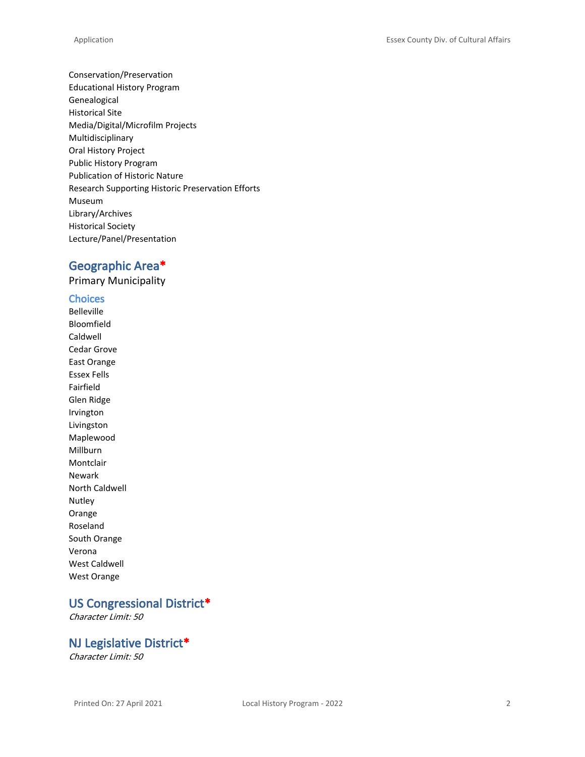Conservation/Preservation
Educational History Program
Genealogical
Historical Site
Media/Digital/Microfilm Projects
Multidisciplinary
Oral History Project
Public History Program
Publication of Historic Nature
Research Supporting Historic Preservation Efforts
Museum
Library/Archives
Historical Society
Lecture/Panel/Presentation

## Geographic Area*

Primary Municipality

### Choices

Belleville
Bloomfield
Caldwell
Cedar Grove
East Orange
Essex Fells
Fairfield
Glen Ridge
Irvington
Livingston
Maplewood
Millburn
Montclair
Newark
North Caldwell
Nutley
Orange
Roseland
South Orange
Verona
West Caldwell
West Orange

## US Congressional District*

*Character Limit: 50*

## NJ Legislative District*

*Character Limit: 50*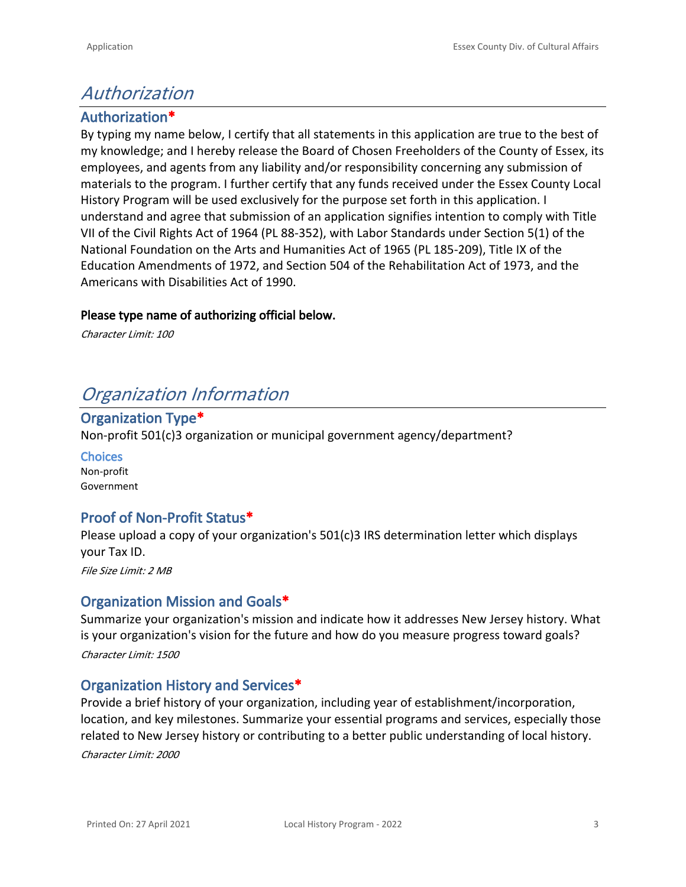# Authorization

## Authorization*

By typing my name below, I certify that all statements in this application are true to the best of my knowledge; and I hereby release the Board of Chosen Freeholders of the County of Essex, its employees, and agents from any liability and/or responsibility concerning any submission of materials to the program. I further certify that any funds received under the Essex County Local History Program will be used exclusively for the purpose set forth in this application. I understand and agree that submission of an application signifies intention to comply with Title VII of the Civil Rights Act of 1964 (PL 88-352), with Labor Standards under Section 5(1) of the National Foundation on the Arts and Humanities Act of 1965 (PL 185-209), Title IX of the Education Amendments of 1972, and Section 504 of the Rehabilitation Act of 1973, and the Americans with Disabilities Act of 1990.

**Please type name of authorizing official below.**

*Character Limit: 100*

# Organization Information

## Organization Type*

Non-profit 501(c)3 organization or municipal government agency/department?

### Choices

Non-profit
Government

## Proof of Non-Profit Status*

Please upload a copy of your organization's 501(c)3 IRS determination letter which displays your Tax ID.

*File Size Limit: 2 MB*

## Organization Mission and Goals*

Summarize your organization's mission and indicate how it addresses New Jersey history. What is your organization's vision for the future and how do you measure progress toward goals?

*Character Limit: 1500*

## Organization History and Services*

Provide a brief history of your organization, including year of establishment/incorporation, location, and key milestones. Summarize your essential programs and services, especially those related to New Jersey history or contributing to a better public understanding of local history.

*Character Limit: 2000*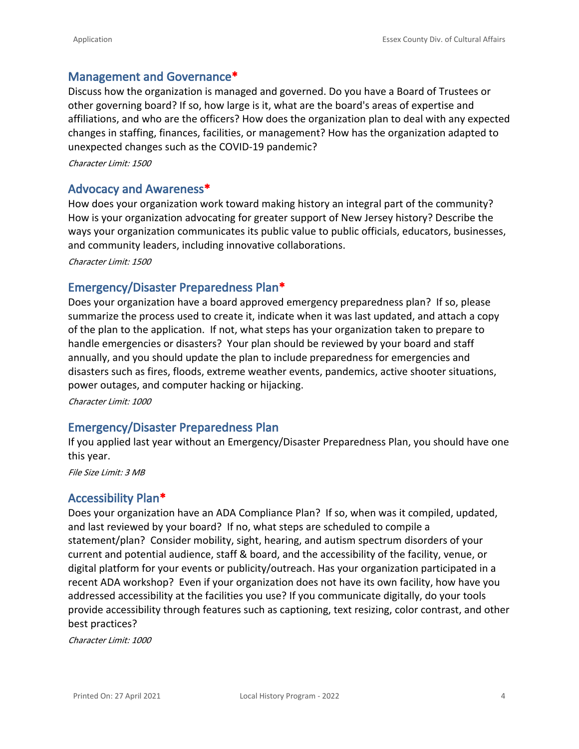## Management and Governance*

Discuss how the organization is managed and governed. Do you have a Board of Trustees or other governing board? If so, how large is it, what are the board's areas of expertise and affiliations, and who are the officers? How does the organization plan to deal with any expected changes in staffing, finances, facilities, or management? How has the organization adapted to unexpected changes such as the COVID-19 pandemic?

*Character Limit: 1500*

## Advocacy and Awareness*

How does your organization work toward making history an integral part of the community? How is your organization advocating for greater support of New Jersey history? Describe the ways your organization communicates its public value to public officials, educators, businesses, and community leaders, including innovative collaborations.

*Character Limit: 1500*

## Emergency/Disaster Preparedness Plan*

Does your organization have a board approved emergency preparedness plan? If so, please summarize the process used to create it, indicate when it was last updated, and attach a copy of the plan to the application. If not, what steps has your organization taken to prepare to handle emergencies or disasters? Your plan should be reviewed by your board and staff annually, and you should update the plan to include preparedness for emergencies and disasters such as fires, floods, extreme weather events, pandemics, active shooter situations, power outages, and computer hacking or hijacking.

*Character Limit: 1000*

## Emergency/Disaster Preparedness Plan

If you applied last year without an Emergency/Disaster Preparedness Plan, you should have one this year.

*File Size Limit: 3 MB*

## Accessibility Plan*

Does your organization have an ADA Compliance Plan? If so, when was it compiled, updated, and last reviewed by your board? If no, what steps are scheduled to compile a statement/plan? Consider mobility, sight, hearing, and autism spectrum disorders of your current and potential audience, staff & board, and the accessibility of the facility, venue, or digital platform for your events or publicity/outreach. Has your organization participated in a recent ADA workshop? Even if your organization does not have its own facility, how have you addressed accessibility at the facilities you use? If you communicate digitally, do your tools provide accessibility through features such as captioning, text resizing, color contrast, and other best practices?

*Character Limit: 1000*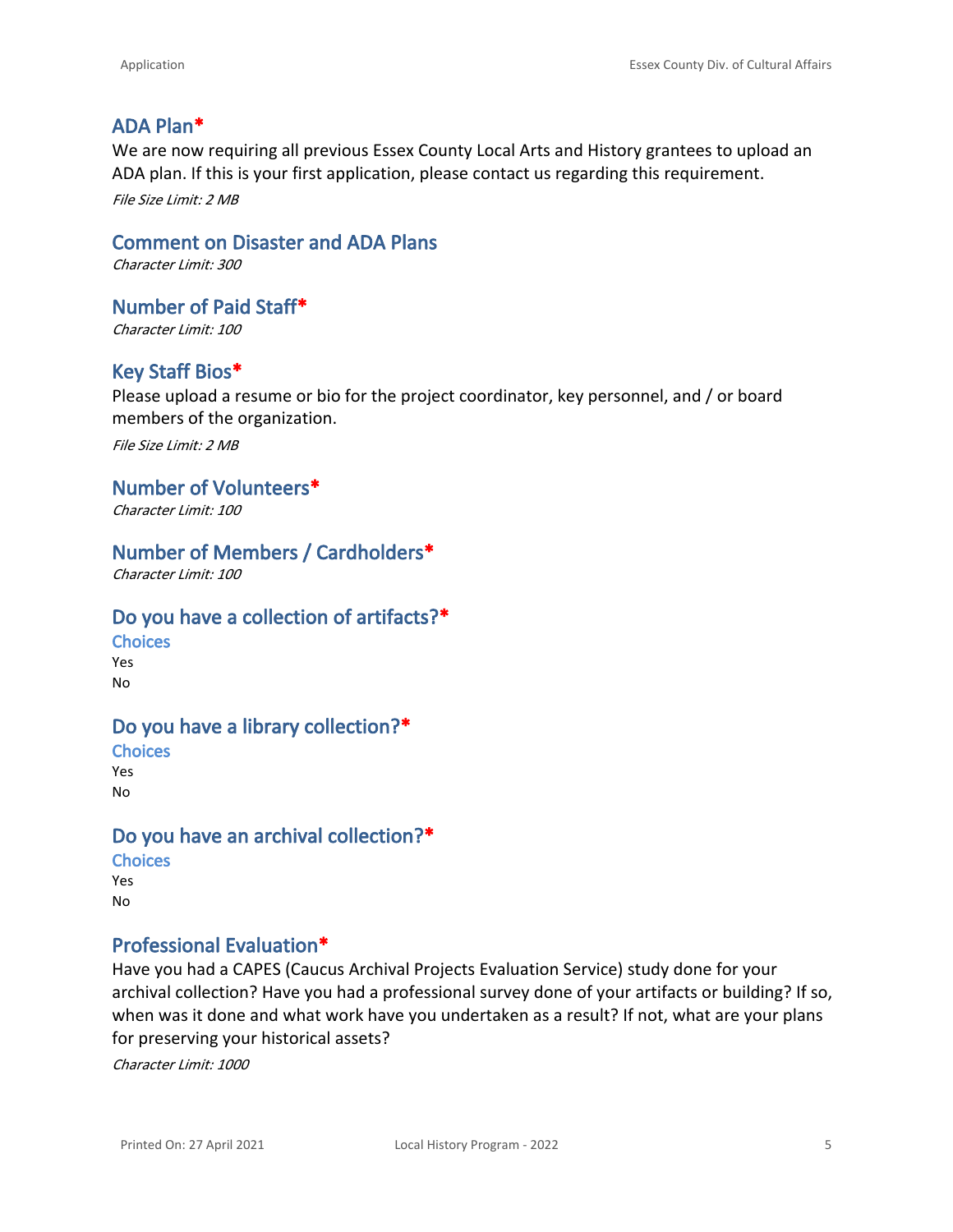## ADA Plan*

We are now requiring all previous Essex County Local Arts and History grantees to upload an ADA plan. If this is your first application, please contact us regarding this requirement.

*File Size Limit: 2 MB*

## Comment on Disaster and ADA Plans

*Character Limit: 300*

## Number of Paid Staff*

*Character Limit: 100*

## Key Staff Bios*

Please upload a resume or bio for the project coordinator, key personnel, and / or board members of the organization.

*File Size Limit: 2 MB*

## Number of Volunteers*

*Character Limit: 100*

## Number of Members / Cardholders*

*Character Limit: 100*

## Do you have a collection of artifacts?*

### Choices

Yes
No

## Do you have a library collection?*

### Choices

Yes
No

## Do you have an archival collection?*

### Choices

Yes
No

## Professional Evaluation*

Have you had a CAPES (Caucus Archival Projects Evaluation Service) study done for your archival collection? Have you had a professional survey done of your artifacts or building? If so, when was it done and what work have you undertaken as a result? If not, what are your plans for preserving your historical assets?

*Character Limit: 1000*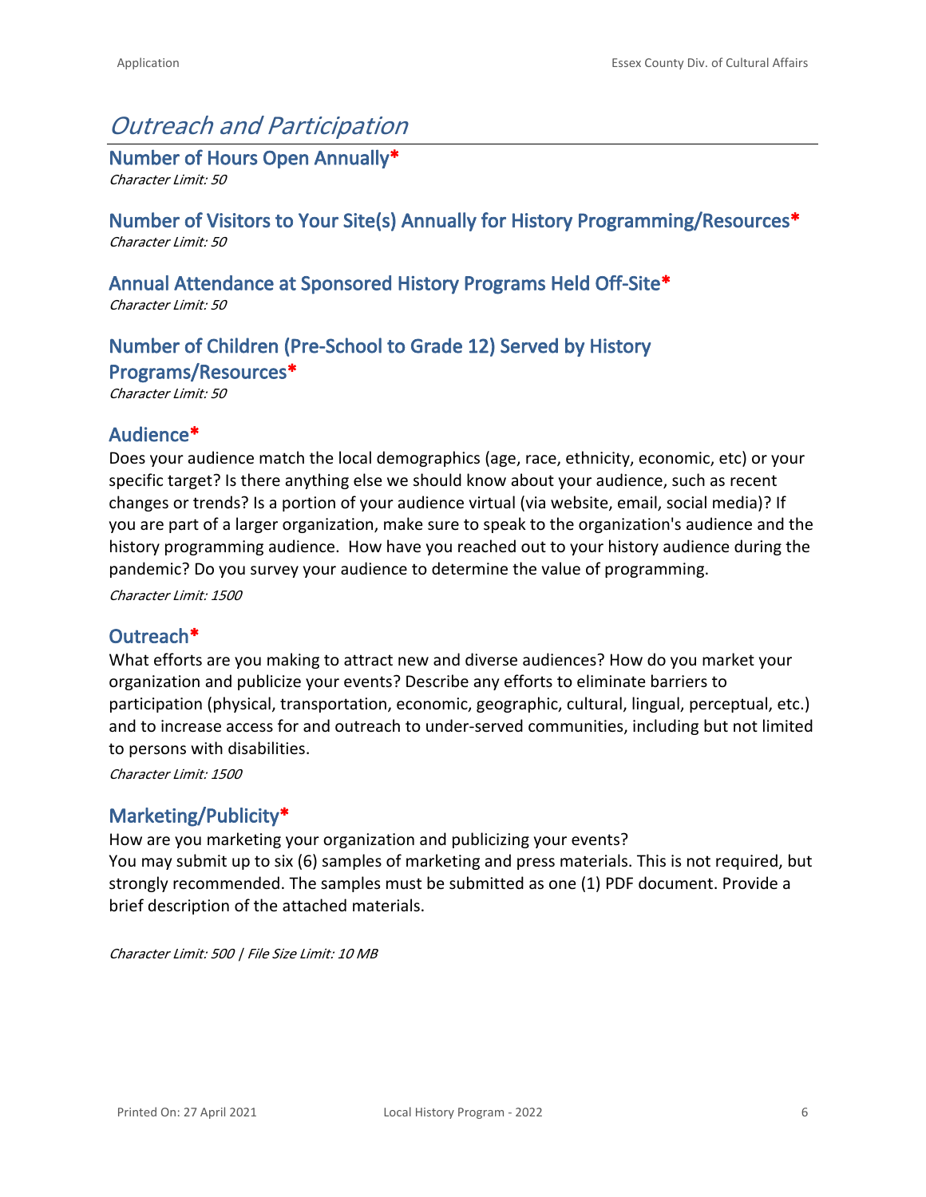# *Outreach and Participation*

## Number of Hours Open Annually*

*Character Limit: 50*

## Number of Visitors to Your Site(s) Annually for History Programming/Resources*

*Character Limit: 50*

## Annual Attendance at Sponsored History Programs Held Off-Site*

*Character Limit: 50*

## Number of Children (Pre-School to Grade 12) Served by History Programs/Resources*

*Character Limit: 50*

## Audience*

Does your audience match the local demographics (age, race, ethnicity, economic, etc) or your specific target? Is there anything else we should know about your audience, such as recent changes or trends? Is a portion of your audience virtual (via website, email, social media)? If you are part of a larger organization, make sure to speak to the organization's audience and the history programming audience. How have you reached out to your history audience during the pandemic? Do you survey your audience to determine the value of programming.

*Character Limit: 1500*

## Outreach*

What efforts are you making to attract new and diverse audiences? How do you market your organization and publicize your events? Describe any efforts to eliminate barriers to participation (physical, transportation, economic, geographic, cultural, lingual, perceptual, etc.) and to increase access for and outreach to under-served communities, including but not limited to persons with disabilities.

*Character Limit: 1500*

## Marketing/Publicity*

How are you marketing your organization and publicizing your events?
You may submit up to six (6) samples of marketing and press materials. This is not required, but strongly recommended. The samples must be submitted as one (1) PDF document. Provide a brief description of the attached materials.

*Character Limit: 500 | File Size Limit: 10 MB*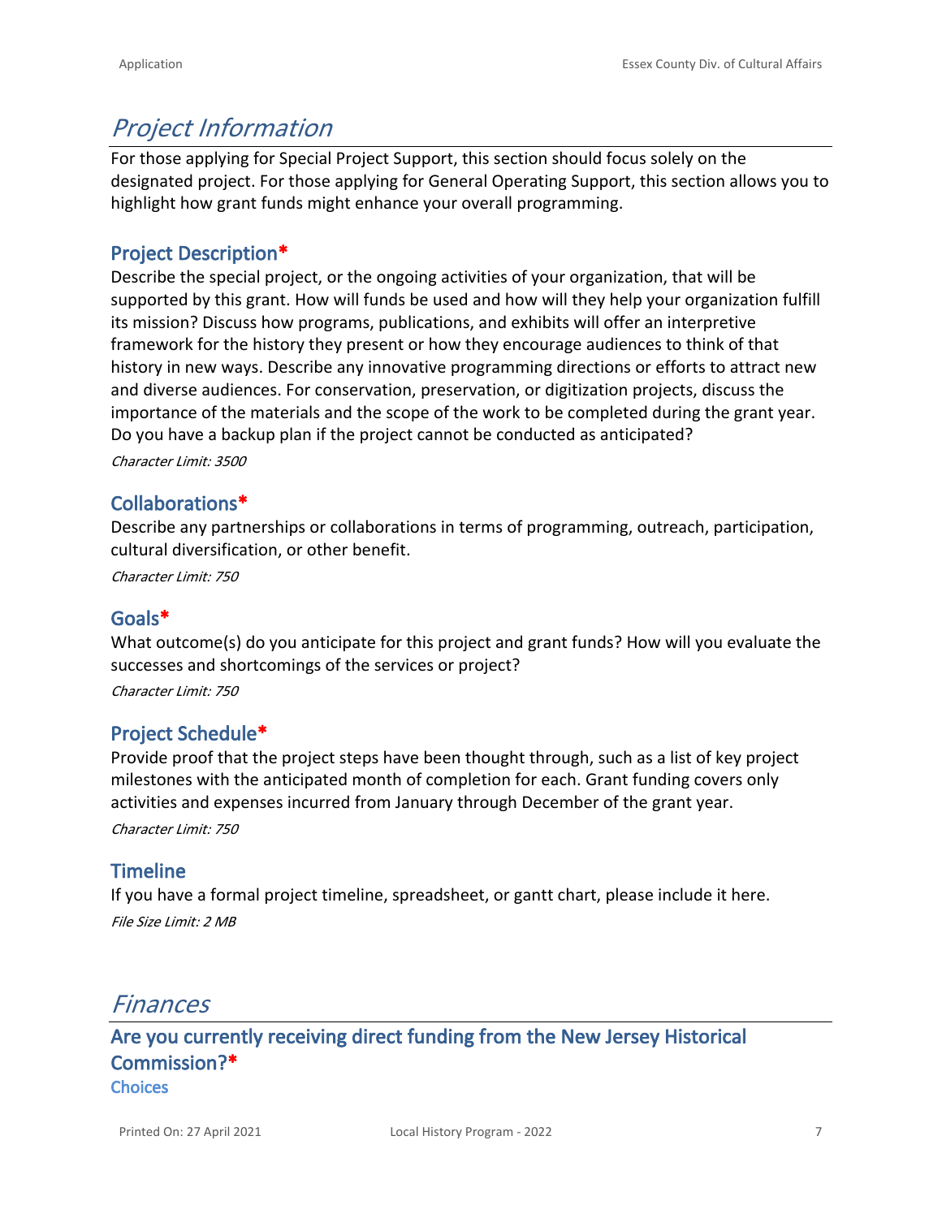# *Project Information*

For those applying for Special Project Support, this section should focus solely on the designated project. For those applying for General Operating Support, this section allows you to highlight how grant funds might enhance your overall programming.

## Project Description*

Describe the special project, or the ongoing activities of your organization, that will be supported by this grant. How will funds be used and how will they help your organization fulfill its mission? Discuss how programs, publications, and exhibits will offer an interpretive framework for the history they present or how they encourage audiences to think of that history in new ways. Describe any innovative programming directions or efforts to attract new and diverse audiences. For conservation, preservation, or digitization projects, discuss the importance of the materials and the scope of the work to be completed during the grant year. Do you have a backup plan if the project cannot be conducted as anticipated?

*Character Limit: 3500*

## Collaborations*

Describe any partnerships or collaborations in terms of programming, outreach, participation, cultural diversification, or other benefit.

*Character Limit: 750*

## Goals*

What outcome(s) do you anticipate for this project and grant funds? How will you evaluate the successes and shortcomings of the services or project?

*Character Limit: 750*

## Project Schedule*

Provide proof that the project steps have been thought through, such as a list of key project milestones with the anticipated month of completion for each. Grant funding covers only activities and expenses incurred from January through December of the grant year.

*Character Limit: 750*

## Timeline

If you have a formal project timeline, spreadsheet, or gantt chart, please include it here.

*File Size Limit: 2 MB*

# *Finances*

## Are you currently receiving direct funding from the New Jersey Historical Commission?*

### Choices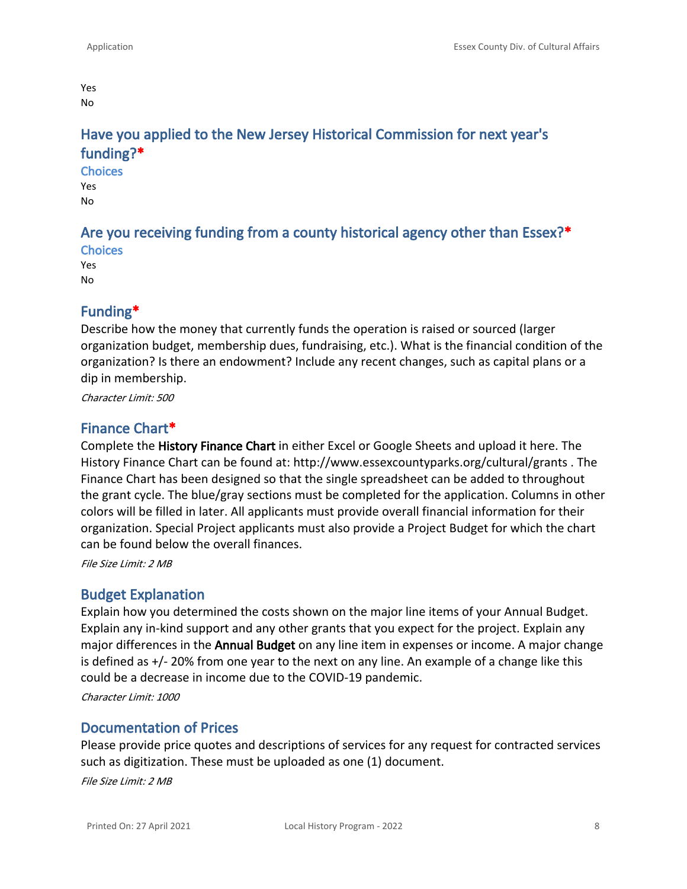Yes
No

## Have you applied to the New Jersey Historical Commission for next year's funding?*

**Choices**

Yes
No

## Are you receiving funding from a county historical agency other than Essex?*

**Choices**

Yes
No

## Funding*

Describe how the money that currently funds the operation is raised or sourced (larger organization budget, membership dues, fundraising, etc.). What is the financial condition of the organization? Is there an endowment? Include any recent changes, such as capital plans or a dip in membership.

*Character Limit: 500*

## Finance Chart*

Complete the **History Finance Chart** in either Excel or Google Sheets and upload it here. The History Finance Chart can be found at: http://www.essexcountyparks.org/cultural/grants . The Finance Chart has been designed so that the single spreadsheet can be added to throughout the grant cycle. The blue/gray sections must be completed for the application. Columns in other colors will be filled in later. All applicants must provide overall financial information for their organization. Special Project applicants must also provide a Project Budget for which the chart can be found below the overall finances.

*File Size Limit: 2 MB*

## Budget Explanation

Explain how you determined the costs shown on the major line items of your Annual Budget. Explain any in-kind support and any other grants that you expect for the project. Explain any major differences in the **Annual Budget** on any line item in expenses or income. A major change is defined as +/- 20% from one year to the next on any line. An example of a change like this could be a decrease in income due to the COVID-19 pandemic.

*Character Limit: 1000*

## Documentation of Prices

Please provide price quotes and descriptions of services for any request for contracted services such as digitization. These must be uploaded as one (1) document.

*File Size Limit: 2 MB*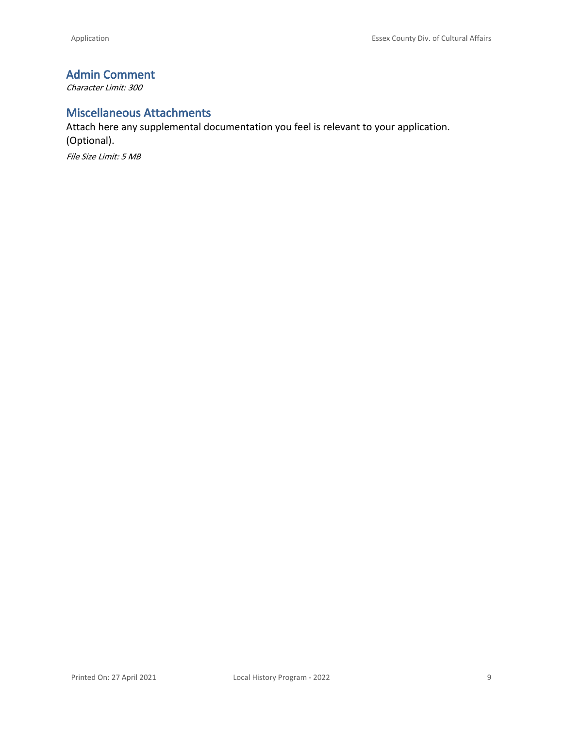## Admin Comment

*Character Limit: 300*

## Miscellaneous Attachments

Attach here any supplemental documentation you feel is relevant to your application. (Optional).

*File Size Limit: 5 MB*